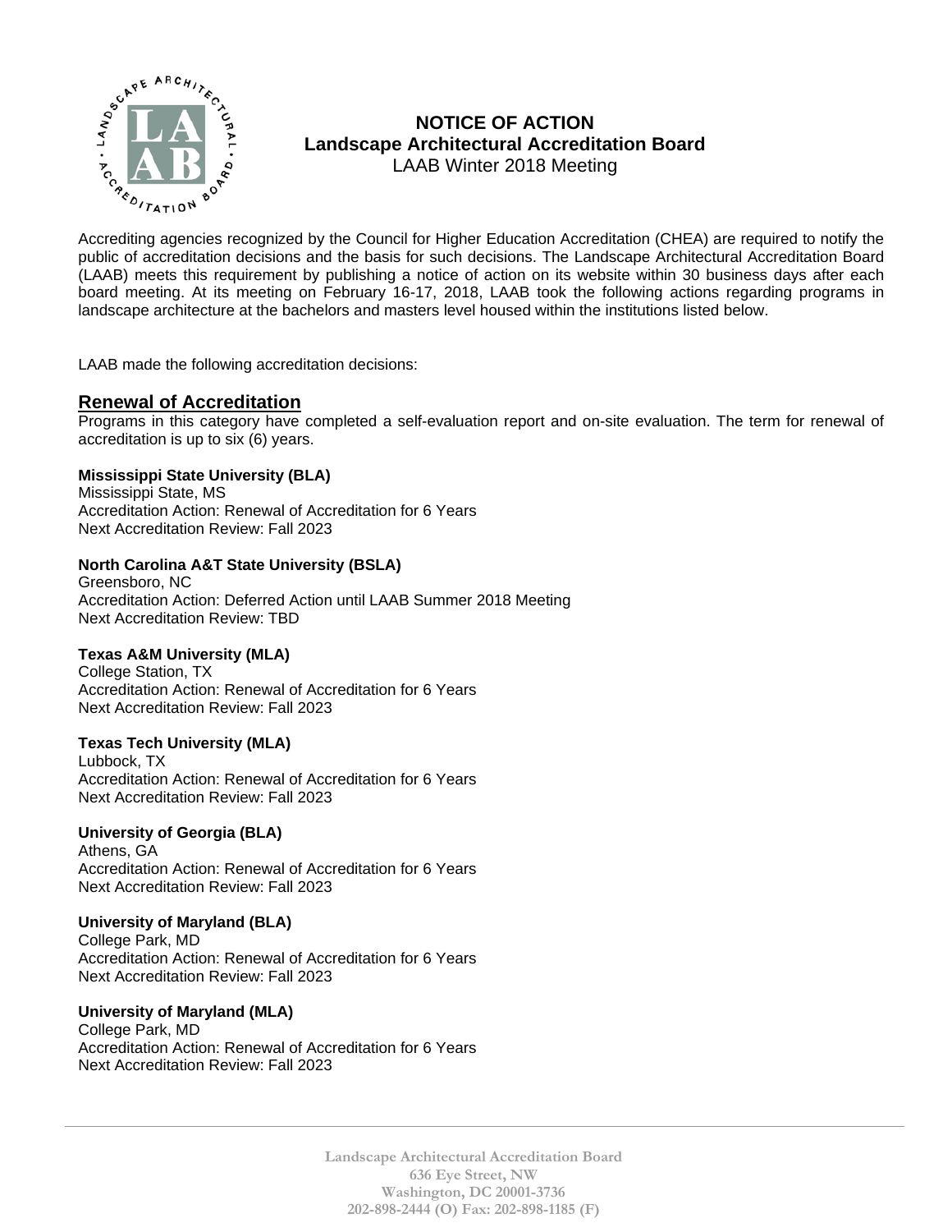# NOTICE OF ACTION
## Landscape Architectural Accreditation Board
LAAB Winter 2018 Meeting

Accrediting agencies recognized by the Council for Higher Education Accreditation (CHEA) are required to notify the public of accreditation decisions and the basis for such decisions. The Landscape Architectural Accreditation Board (LAAB) meets this requirement by publishing a notice of action on its website within 30 business days after each board meeting. At its meeting on February 16-17, 2018, LAAB took the following actions regarding programs in landscape architecture at the bachelors and masters level housed within the institutions listed below.

LAAB made the following accreditation decisions:

## Renewal of Accreditation

Programs in this category have completed a self-evaluation report and on-site evaluation. The term for renewal of accreditation is up to six (6) years.

**Mississippi State University (BLA)**
Mississippi State, MS
Accreditation Action: Renewal of Accreditation for 6 Years
Next Accreditation Review: Fall 2023

**North Carolina A&T State University (BSLA)**
Greensboro, NC
Accreditation Action: Deferred Action until LAAB Summer 2018 Meeting
Next Accreditation Review: TBD

**Texas A&M University (MLA)**
College Station, TX
Accreditation Action: Renewal of Accreditation for 6 Years
Next Accreditation Review: Fall 2023

**Texas Tech University (MLA)**
Lubbock, TX
Accreditation Action: Renewal of Accreditation for 6 Years
Next Accreditation Review: Fall 2023

**University of Georgia (BLA)**
Athens, GA
Accreditation Action: Renewal of Accreditation for 6 Years
Next Accreditation Review: Fall 2023

**University of Maryland (BLA)**
College Park, MD
Accreditation Action: Renewal of Accreditation for 6 Years
Next Accreditation Review: Fall 2023

**University of Maryland (MLA)**
College Park, MD
Accreditation Action: Renewal of Accreditation for 6 Years
Next Accreditation Review: Fall 2023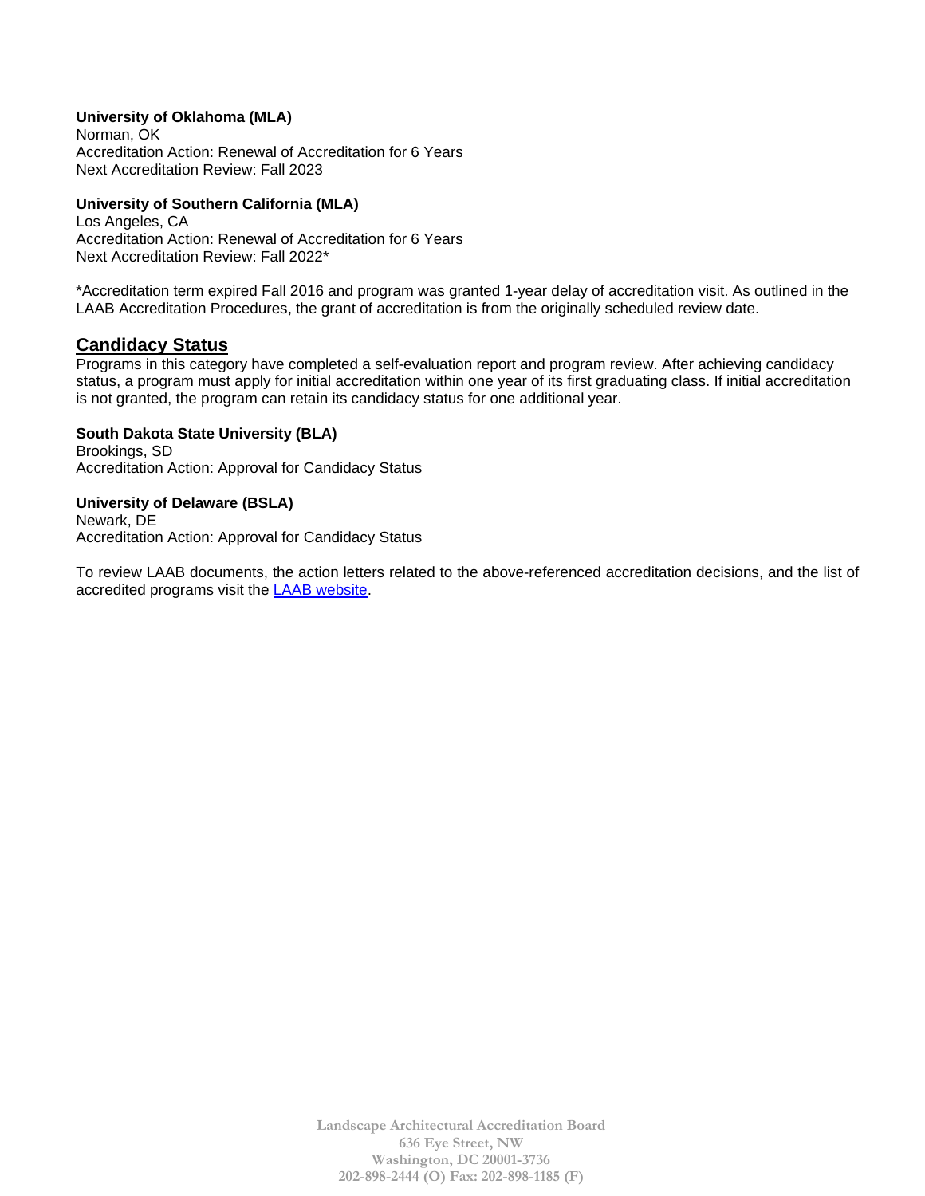**University of Oklahoma (MLA)**
Norman, OK
Accreditation Action: Renewal of Accreditation for 6 Years
Next Accreditation Review: Fall 2023

**University of Southern California (MLA)**
Los Angeles, CA
Accreditation Action: Renewal of Accreditation for 6 Years
Next Accreditation Review: Fall 2022*

*Accreditation term expired Fall 2016 and program was granted 1-year delay of accreditation visit. As outlined in the LAAB Accreditation Procedures, the grant of accreditation is from the originally scheduled review date.

## Candidacy Status

Programs in this category have completed a self-evaluation report and program review. After achieving candidacy status, a program must apply for initial accreditation within one year of its first graduating class. If initial accreditation is not granted, the program can retain its candidacy status for one additional year.

**South Dakota State University (BLA)**
Brookings, SD
Accreditation Action: Approval for Candidacy Status

**University of Delaware (BSLA)**
Newark, DE
Accreditation Action: Approval for Candidacy Status

To review LAAB documents, the action letters related to the above-referenced accreditation decisions, and the list of accredited programs visit the LAAB website.